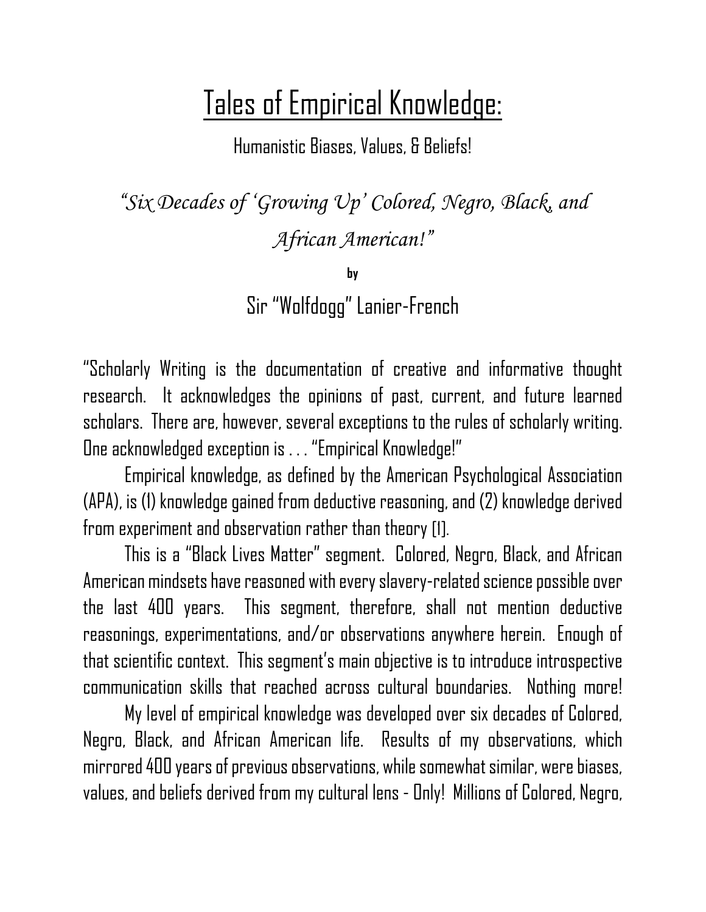# Tales of Empirical Knowledge:

Humanistic Biases, Values, & Beliefs!

*"Six Decades of 'Growing Up' Colored, Negro, Black, and African American!"*

by

Sir "Wolfdogg" Lanier-French

"Scholarly Writing is the documentation of creative and informative thought research. It acknowledges the opinions of past, current, and future learned scholars. There are, however, several exceptions to the rules of scholarly writing. One acknowledged exception is . . . "Empirical Knowledge!"

Empirical knowledge, as defined by the American Psychological Association (APA), is (1) knowledge gained from deductive reasoning, and (2) knowledge derived from experiment and observation rather than theory [1].

This is a "Black Lives Matter" segment. Colored, Negro, Black, and African American mindsets have reasoned with every slavery-related science possible over the last 400 years. This segment, therefore, shall not mention deductive reasonings, experimentations, and/or observations anywhere herein. Enough of that scientific context. This segment's main objective is to introduce introspective communication skills that reached across cultural boundaries. Nothing more!

My level of empirical knowledge was developed over six decades of Colored, Negro, Black, and African American life. Results of my observations, which mirrored 400 years of previous observations, while somewhat similar, were biases, values, and beliefs derived from my cultural lens - Only! Millions of Colored, Negro,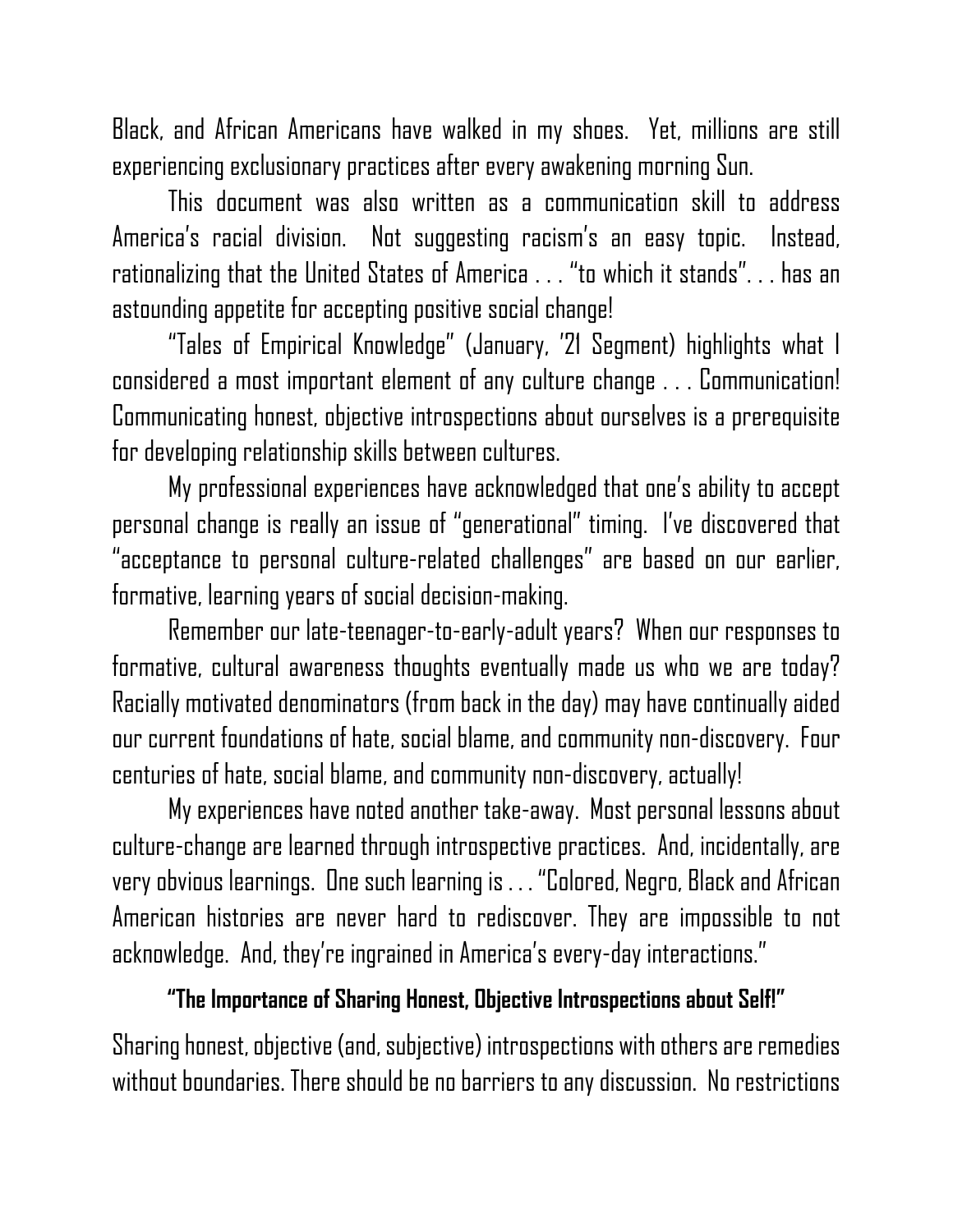Black, and African Americans have walked in my shoes. Yet, millions are still experiencing exclusionary practices after every awakening morning Sun.

This document was also written as a communication skill to address America's racial division. Not suggesting racism's an easy topic. Instead, rationalizing that the United States of America . . . "to which it stands". . . has an astounding appetite for accepting positive social change!

"Tales of Empirical Knowledge" (January, '21 Segment) highlights what I considered a most important element of any culture change . . . Communication! Communicating honest, objective introspections about ourselves is a prerequisite for developing relationship skills between cultures.

My professional experiences have acknowledged that one's ability to accept personal change is really an issue of "generational" timing. I've discovered that "acceptance to personal culture-related challenges" are based on our earlier, formative, learning years of social decision-making.

Remember our late-teenager-to-early-adult years? When our responses to formative, cultural awareness thoughts eventually made us who we are today? Racially motivated denominators (from back in the day) may have continually aided our current foundations of hate, social blame, and community non-discovery. Four centuries of hate, social blame, and community non-discovery, actually!

My experiences have noted another take-away. Most personal lessons about culture-change are learned through introspective practices. And, incidentally, are very obvious learnings. One such learning is . . . "Colored, Negro, Black and African American histories are never hard to rediscover. They are impossible to not acknowledge. And, they're ingrained in America's every-day interactions."

**"The Importance of Sharing Honest, Objective Introspections about Self!"**

Sharing honest, objective (and, subjective) introspections with others are remedies without boundaries. There should be no barriers to any discussion. No restrictions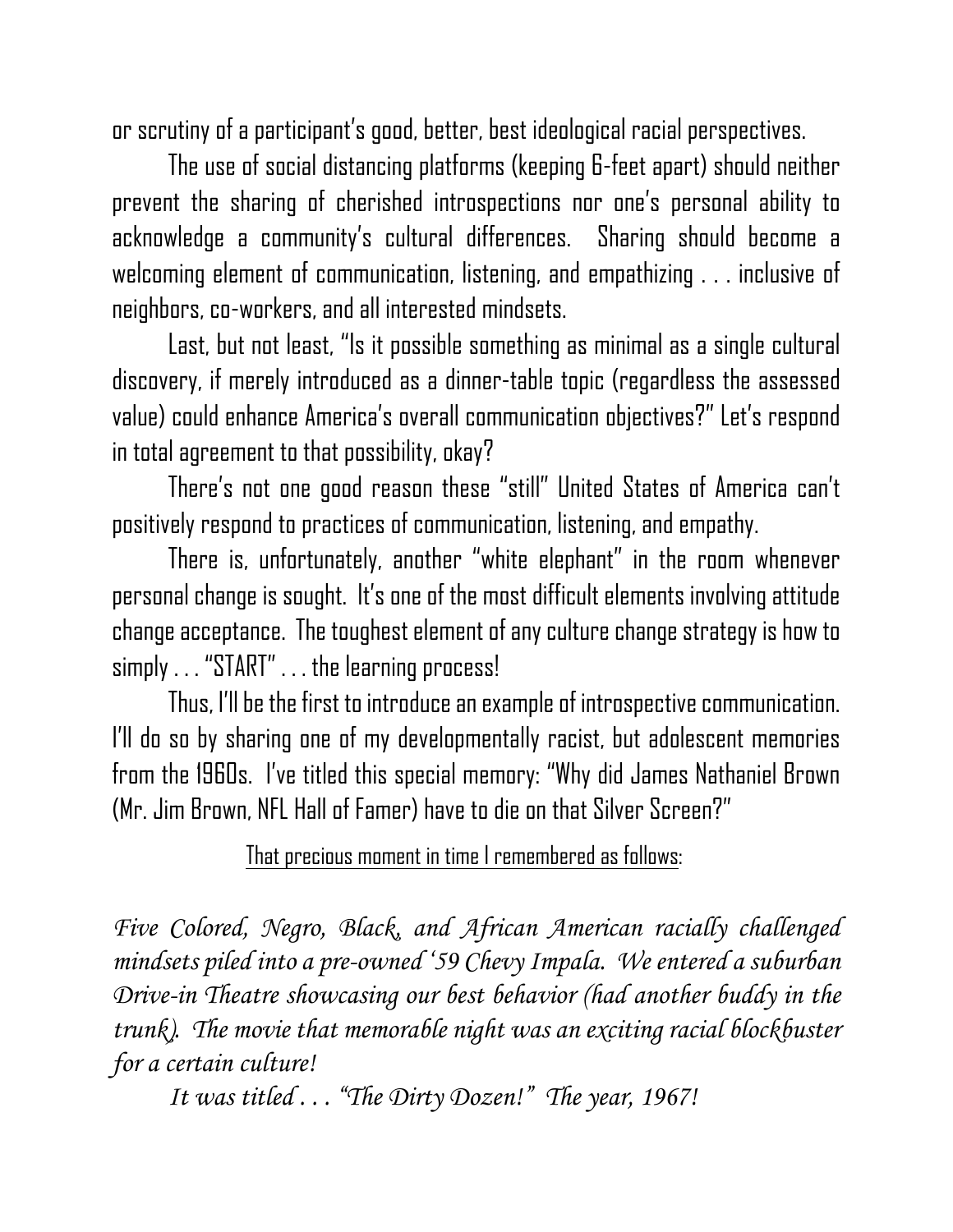or scrutiny of a participant's good, better, best ideological racial perspectives.

The use of social distancing platforms (keeping 6-feet apart) should neither prevent the sharing of cherished introspections nor one's personal ability to acknowledge a community's cultural differences. Sharing should become a welcoming element of communication, listening, and empathizing . . . inclusive of neighbors, co-workers, and all interested mindsets.

Last, but not least, "Is it possible something as minimal as a single cultural discovery, if merely introduced as a dinner-table topic (regardless the assessed value) could enhance America's overall communication objectives?" Let's respond in total agreement to that possibility, okay?

There's not one good reason these "still" United States of America can't positively respond to practices of communication, listening, and empathy.

There is, unfortunately, another "white elephant" in the room whenever personal change is sought. It's one of the most difficult elements involving attitude change acceptance. The toughest element of any culture change strategy is how to simply . . . "START" . . . the learning process!

Thus, I'll be the first to introduce an example of introspective communication. I'll do so by sharing one of my developmentally racist, but adolescent memories from the 1960s. I've titled this special memory: "Why did James Nathaniel Brown (Mr. Jim Brown, NFL Hall of Famer) have to die on that Silver Screen?"

That precious moment in time I remembered as follows:

*Five Colored, Negro, Black, and African American racially challenged mindsets piled into a pre-owned '59 Chevy Impala. We entered a suburban Drive-in Theatre showcasing our best behavior (had another buddy in the trunk). The movie that memorable night was an exciting racial blockbuster for a certain culture!*

*It was titled . . . "The Dirty Dozen!" The year, 1967!*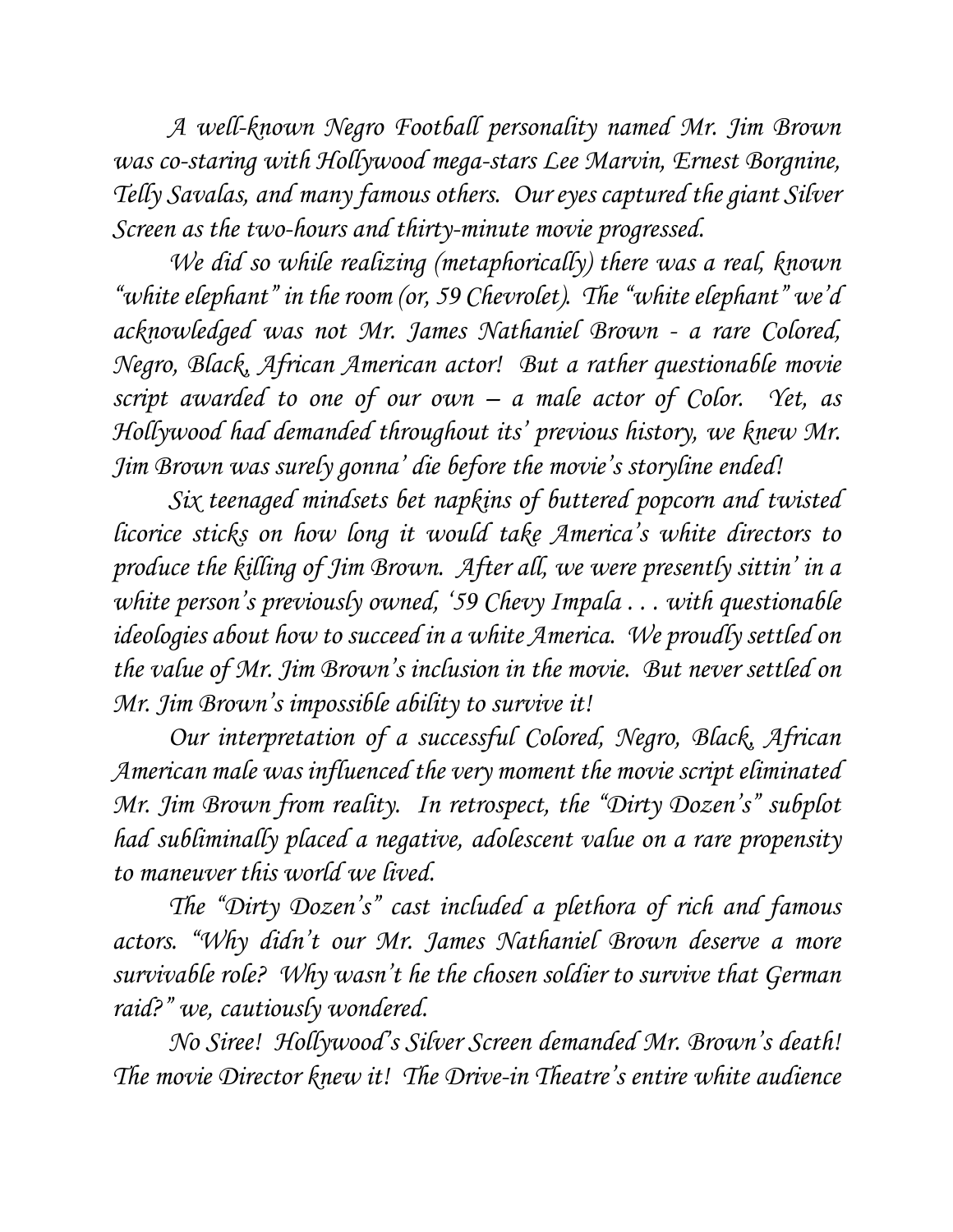*A well-known Negro Football personality named Mr. Jim Brown was co-staring with Hollywood mega-stars Lee Marvin, Ernest Borgnine, Telly Savalas, and many famous others. Our eyes captured the giant Silver Screen as the two-hours and thirty-minute movie progressed.*

*We did so while realizing (metaphorically) there was a real, known "white elephant" in the room (or, 59 Chevrolet). The "white elephant" we'd acknowledged was not Mr. James Nathaniel Brown - a rare Colored, Negro, Black, African American actor! But a rather questionable movie script awarded to one of our own – a male actor of Color. Yet, as Hollywood had demanded throughout its' previous history, we knew Mr. Jim Brown was surely gonna' die before the movie's storyline ended!*

*Six teenaged mindsets bet napkins of buttered popcorn and twisted licorice sticks on how long it would take America's white directors to produce the killing of Jim Brown. After all, we were presently sittin' in a white person's previously owned, '59 Chevy Impala . . . with questionable ideologies about how to succeed in a white America. We proudly settled on the value of Mr. Jim Brown's inclusion in the movie. But never settled on Mr. Jim Brown's impossible ability to survive it!*

*Our interpretation of a successful Colored, Negro, Black, African American male was influenced the very moment the movie script eliminated Mr. Jim Brown from reality. In retrospect, the "Dirty Dozen's" subplot had subliminally placed a negative, adolescent value on a rare propensity to maneuver this world we lived.*

*The "Dirty Dozen's" cast included a plethora of rich and famous actors. "Why didn't our Mr. James Nathaniel Brown deserve a more survivable role? Why wasn't he the chosen soldier to survive that German raid?" we, cautiously wondered.*

*No Siree! Hollywood's Silver Screen demanded Mr. Brown's death! The movie Director knew it! The Drive-in Theatre's entire white audience*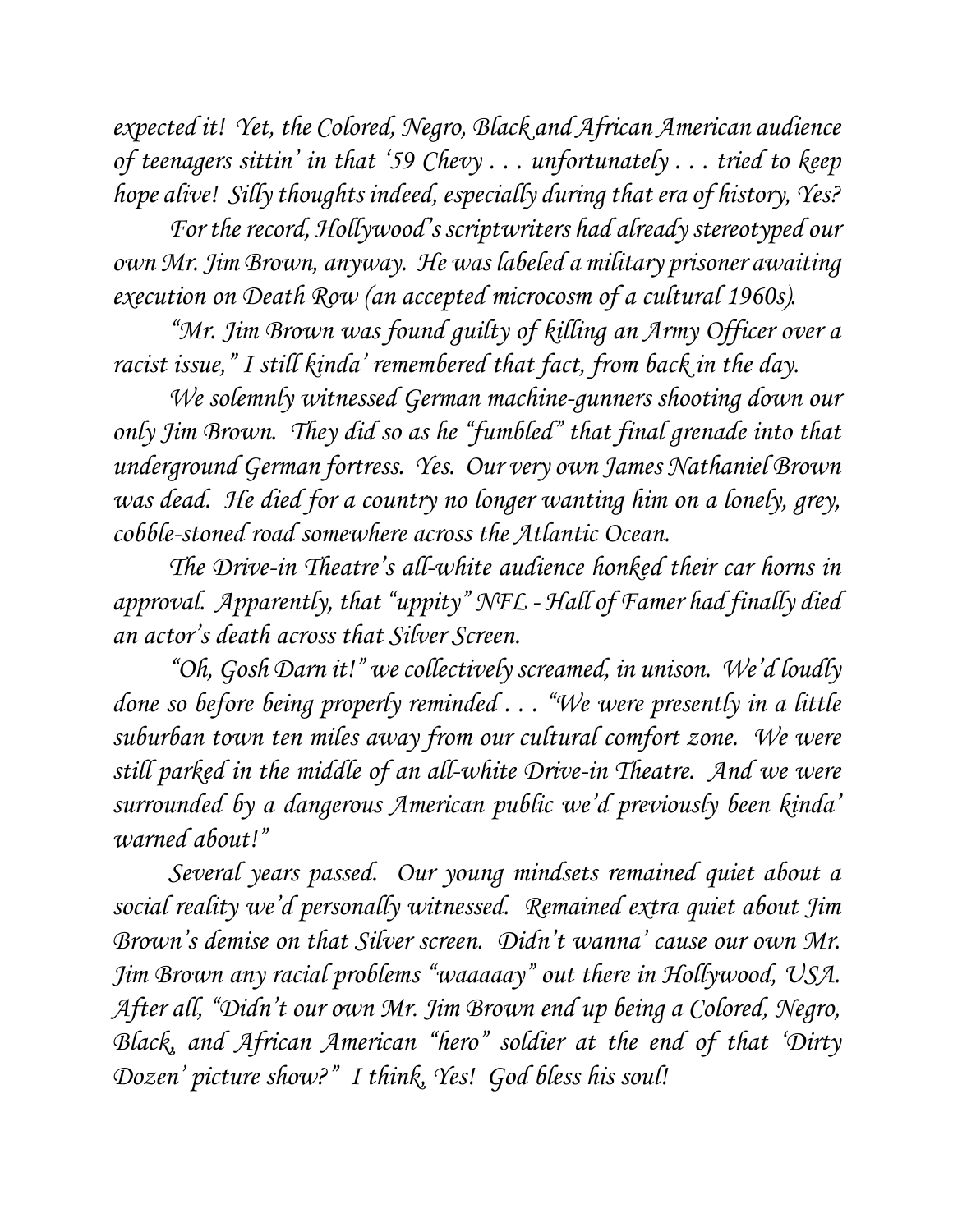*expected it! Yet, the Colored, Negro, Black and African American audience of teenagers sittin' in that '59 Chevy . . . unfortunately . . . tried to keep hope alive! Silly thoughts indeed, especially during that era of history, Yes?*

*For the record, Hollywood's scriptwriters had already stereotyped our own Mr. Jim Brown, anyway. He was labeled a military prisoner awaiting execution on Death Row (an accepted microcosm of a cultural 1960s).*

*"Mr. Jim Brown was found guilty of killing an Army Officer over a racist issue," I still kinda' remembered that fact, from back in the day.*

*We solemnly witnessed German machine-gunners shooting down our only Jim Brown. They did so as he "fumbled" that final grenade into that underground German fortress. Yes. Our very own James Nathaniel Brown was dead. He died for a country no longer wanting him on a lonely, grey, cobble-stoned road somewhere across the Atlantic Ocean.*

*The Drive-in Theatre's all-white audience honked their car horns in approval. Apparently, that "uppity" NFL - Hall of Famer had finally died an actor's death across that Silver Screen.*

*"Oh, Gosh Darn it!" we collectively screamed, in unison. We'd loudly done so before being properly reminded . . . "We were presently in a little suburban town ten miles away from our cultural comfort zone. We were still parked in the middle of an all-white Drive-in Theatre. And we were surrounded by a dangerous American public we'd previously been kinda' warned about!"*

*Several years passed. Our young mindsets remained quiet about a social reality we'd personally witnessed. Remained extra quiet about Jim Brown's demise on that Silver screen. Didn't wanna' cause our own Mr. Jim Brown any racial problems "waaaaay" out there in Hollywood, USA. After all, "Didn't our own Mr. Jim Brown end up being a Colored, Negro, Black, and African American "hero" soldier at the end of that 'Dirty Dozen' picture show?" I think, Yes! God bless his soul!*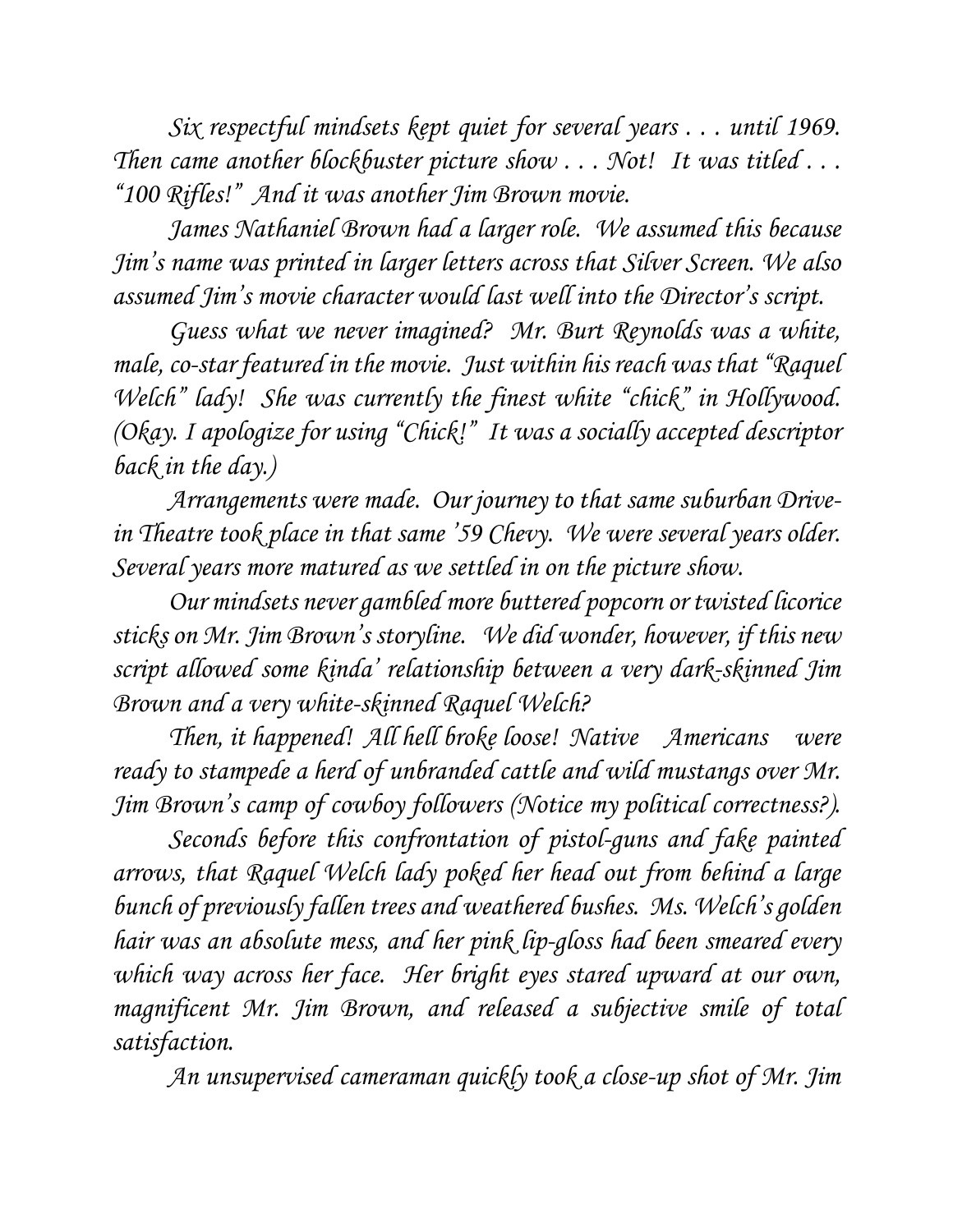*Six respectful mindsets kept quiet for several years . . . until 1969. Then came another blockbuster picture show . . . Not! It was titled . . . "100 Rifles!" And it was another Jim Brown movie.*

*James Nathaniel Brown had a larger role. We assumed this because Jim's name was printed in larger letters across that Silver Screen. We also assumed Jim's movie character would last well into the Director's script.*

*Guess what we never imagined? Mr. Burt Reynolds was a white, male, co-star featured in the movie. Just within his reach was that "Raquel Welch" lady! She was currently the finest white "chick" in Hollywood. (Okay. I apologize for using "Chick!" It was a socially accepted descriptor back in the day.)*

*Arrangements were made. Our journey to that same suburban Drive-in Theatre took place in that same '59 Chevy. We were several years older. Several years more matured as we settled in on the picture show.*

*Our mindsets never gambled more buttered popcorn or twisted licorice sticks on Mr. Jim Brown's storyline. We did wonder, however, if this new script allowed some kinda' relationship between a very dark-skinned Jim Brown and a very white-skinned Raquel Welch?*

*Then, it happened! All hell broke loose! Native Americans were ready to stampede a herd of unbranded cattle and wild mustangs over Mr. Jim Brown's camp of cowboy followers (Notice my political correctness?).*

*Seconds before this confrontation of pistol-guns and fake painted arrows, that Raquel Welch lady poked her head out from behind a large bunch of previously fallen trees and weathered bushes. Ms. Welch's golden hair was an absolute mess, and her pink lip-gloss had been smeared every which way across her face. Her bright eyes stared upward at our own, magnificent Mr. Jim Brown, and released a subjective smile of total satisfaction.*

*An unsupervised cameraman quickly took a close-up shot of Mr. Jim*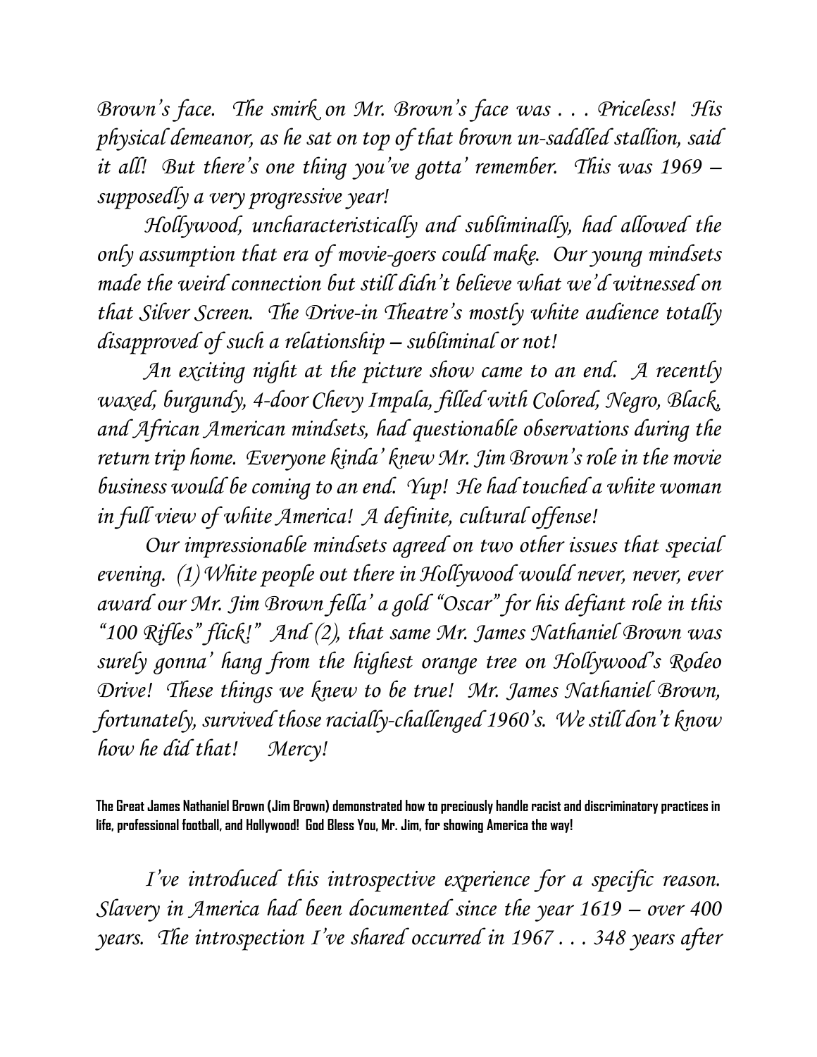*Brown's face. The smirk on Mr. Brown's face was . . . Priceless! His physical demeanor, as he sat on top of that brown un-saddled stallion, said it all! But there's one thing you've gotta' remember. This was 1969 – supposedly a very progressive year!*

*Hollywood, uncharacteristically and subliminally, had allowed the only assumption that era of movie-goers could make. Our young mindsets made the weird connection but still didn't believe what we'd witnessed on that Silver Screen. The Drive-in Theatre's mostly white audience totally disapproved of such a relationship – subliminal or not!*

*An exciting night at the picture show came to an end. A recently waxed, burgundy, 4-door Chevy Impala, filled with Colored, Negro, Black, and African American mindsets, had questionable observations during the return trip home. Everyone kinda' knew Mr. Jim Brown's role in the movie business would be coming to an end. Yup! He had touched a white woman in full view of white America! A definite, cultural offense!*

*Our impressionable mindsets agreed on two other issues that special evening. (1) White people out there in Hollywood would never, never, ever award our Mr. Jim Brown fella' a gold "Oscar" for his defiant role in this "100 Rifles" flick!" And (2), that same Mr. James Nathaniel Brown was surely gonna' hang from the highest orange tree on Hollywood's Rodeo Drive! These things we knew to be true! Mr. James Nathaniel Brown, fortunately, survived those racially-challenged 1960's. We still don't know how he did that! Mercy!*

**The Great James Nathaniel Brown (Jim Brown) demonstrated how to preciously handle racist and discriminatory practices in life, professional football, and Hollywood! God Bless You, Mr. Jim, for showing America the way!**

*I've introduced this introspective experience for a specific reason. Slavery in America had been documented since the year 1619 – over 400 years. The introspection I've shared occurred in 1967 . . . 348 years after*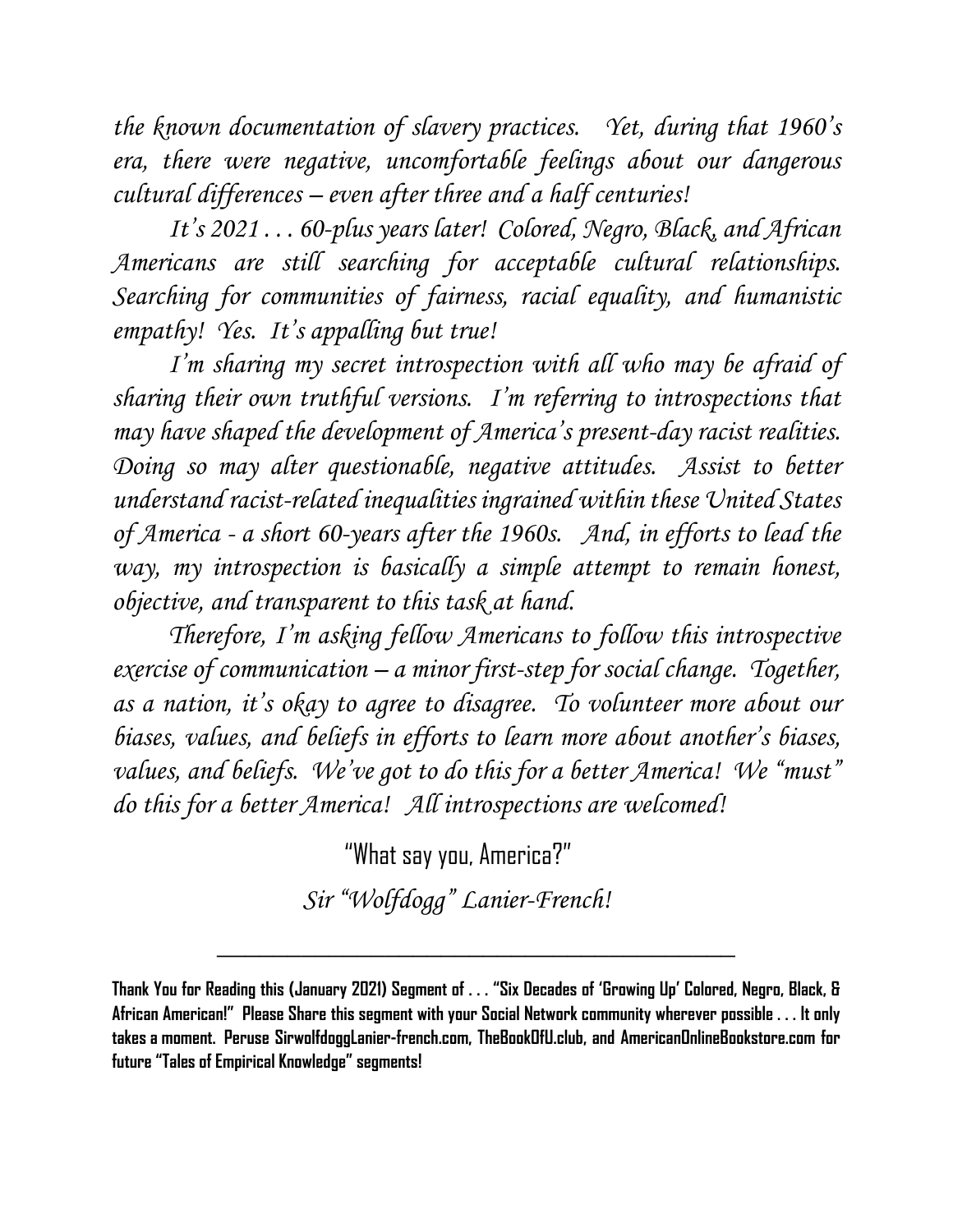*the known documentation of slavery practices. Yet, during that 1960's era, there were negative, uncomfortable feelings about our dangerous cultural differences – even after three and a half centuries!*

*It's 2021 . . . 60-plus years later! Colored, Negro, Black, and African Americans are still searching for acceptable cultural relationships. Searching for communities of fairness, racial equality, and humanistic empathy! Yes. It's appalling but true!*

*I'm sharing my secret introspection with all who may be afraid of sharing their own truthful versions. I'm referring to introspections that may have shaped the development of America's present-day racist realities. Doing so may alter questionable, negative attitudes. Assist to better understand racist-related inequalities ingrained within these United States of America - a short 60-years after the 1960s. And, in efforts to lead the way, my introspection is basically a simple attempt to remain honest, objective, and transparent to this task at hand.*

*Therefore, I'm asking fellow Americans to follow this introspective exercise of communication – a minor first-step for social change. Together, as a nation, it's okay to agree to disagree. To volunteer more about our biases, values, and beliefs in efforts to learn more about another's biases, values, and beliefs. We've got to do this for a better America! We "must" do this for a better America! All introspections are welcomed!*

"What say you, America?"

*Sir "Wolfdogg" Lanier-French!*

---

**Thank You for Reading this (January 2021) Segment of . . . "Six Decades of 'Growing Up' Colored, Negro, Black, & African American!" Please Share this segment with your Social Network community wherever possible . . . It only takes a moment. Peruse SirwolfdoggLanier-french.com, TheBookOfU.club, and AmericanOnlineBookstore.com for future "Tales of Empirical Knowledge" segments!**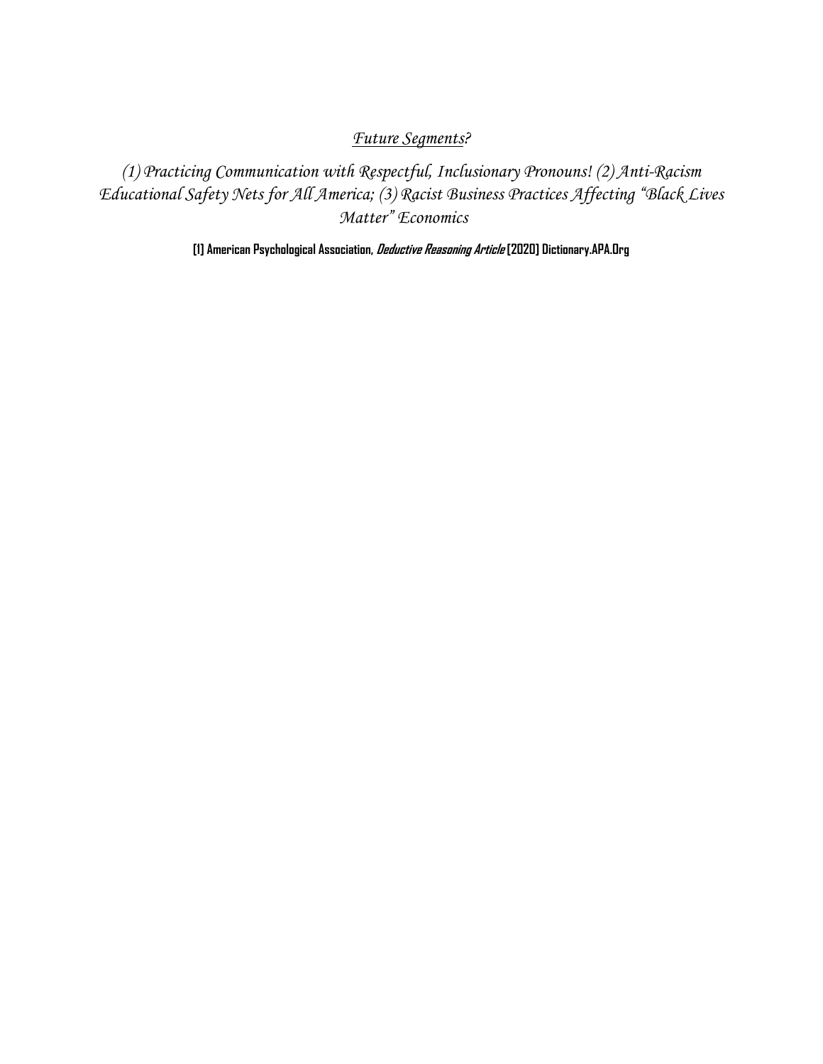*Future Segments?*

*(1) Practicing Communication with Respectful, Inclusionary Pronouns! (2) Anti-Racism Educational Safety Nets for All America; (3) Racist Business Practices Affecting "Black Lives Matter" Economics*

**[1] American Psychological Association, *Deductive Reasoning Article* [2020] Dictionary.APA.Org**